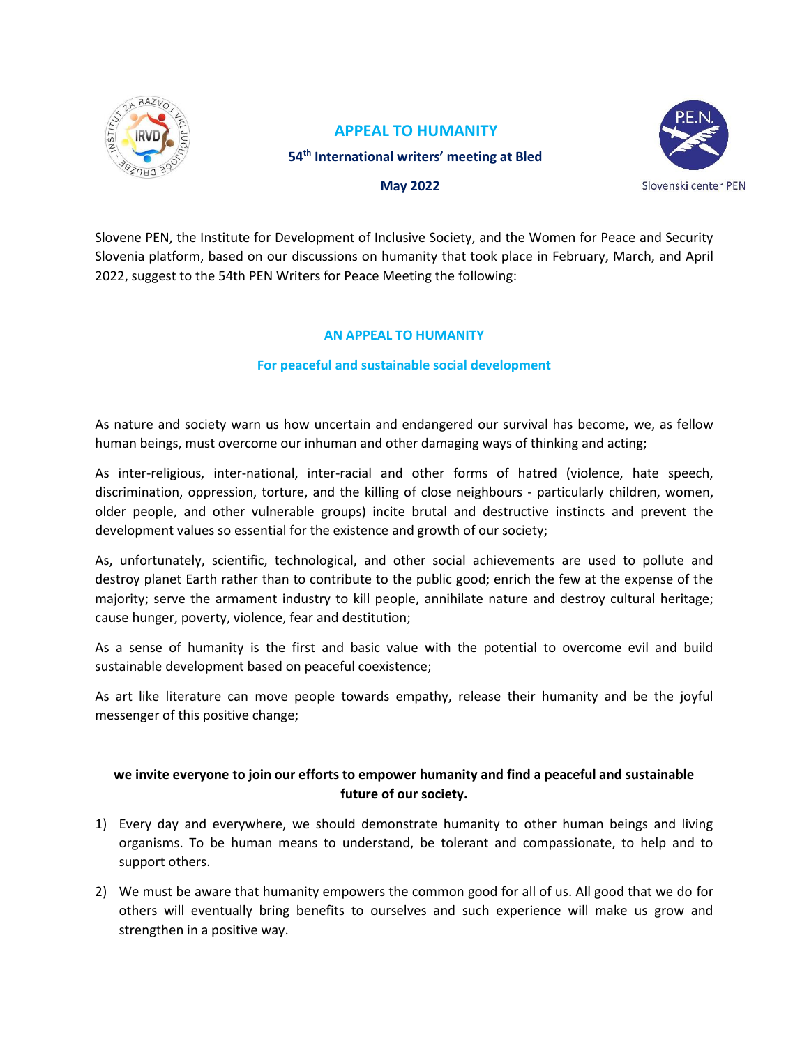# APPEAL TO HUMANITY

**54th International writers' meeting at Bled**

**May 2022**

Slovenski center PEN

Slovene PEN, the Institute for Development of Inclusive Society, and the Women for Peace and Security Slovenia platform, based on our discussions on humanity that took place in February, March, and April 2022, suggest to the 54th PEN Writers for Peace Meeting the following:

## AN APPEAL TO HUMANITY

### For peaceful and sustainable social development

As nature and society warn us how uncertain and endangered our survival has become, we, as fellow human beings, must overcome our inhuman and other damaging ways of thinking and acting;

As inter-religious, inter-national, inter-racial and other forms of hatred (violence, hate speech, discrimination, oppression, torture, and the killing of close neighbours - particularly children, women, older people, and other vulnerable groups) incite brutal and destructive instincts and prevent the development values so essential for the existence and growth of our society;

As, unfortunately, scientific, technological, and other social achievements are used to pollute and destroy planet Earth rather than to contribute to the public good; enrich the few at the expense of the majority; serve the armament industry to kill people, annihilate nature and destroy cultural heritage; cause hunger, poverty, violence, fear and destitution;

As a sense of humanity is the first and basic value with the potential to overcome evil and build sustainable development based on peaceful coexistence;

As art like literature can move people towards empathy, release their humanity and be the joyful messenger of this positive change;

**we invite everyone to join our efforts to empower humanity and find a peaceful and sustainable future of our society.**

1) Every day and everywhere, we should demonstrate humanity to other human beings and living organisms. To be human means to understand, be tolerant and compassionate, to help and to support others.
2) We must be aware that humanity empowers the common good for all of us. All good that we do for others will eventually bring benefits to ourselves and such experience will make us grow and strengthen in a positive way.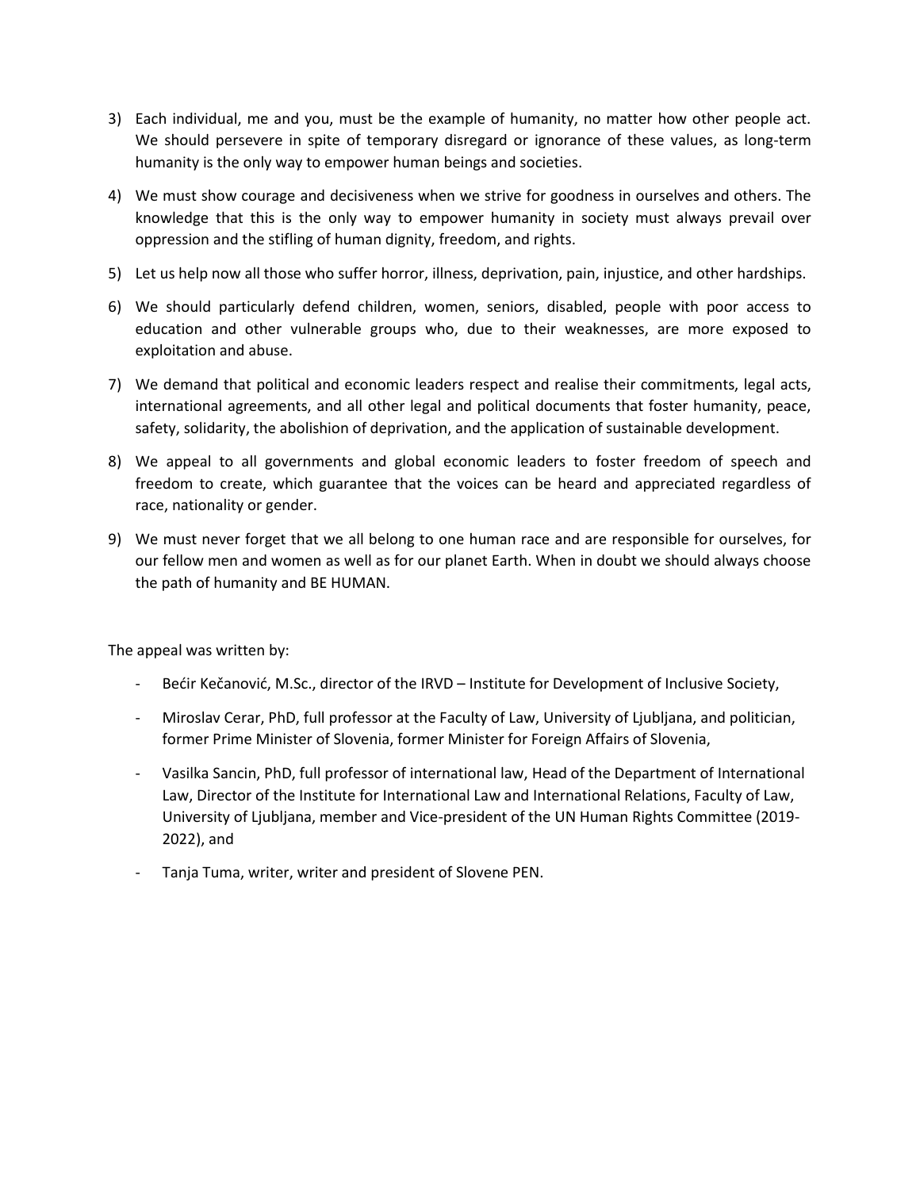3) Each individual, me and you, must be the example of humanity, no matter how other people act. We should persevere in spite of temporary disregard or ignorance of these values, as long-term humanity is the only way to empower human beings and societies.

4) We must show courage and decisiveness when we strive for goodness in ourselves and others. The knowledge that this is the only way to empower humanity in society must always prevail over oppression and the stifling of human dignity, freedom, and rights.

5) Let us help now all those who suffer horror, illness, deprivation, pain, injustice, and other hardships.

6) We should particularly defend children, women, seniors, disabled, people with poor access to education and other vulnerable groups who, due to their weaknesses, are more exposed to exploitation and abuse.

7) We demand that political and economic leaders respect and realise their commitments, legal acts, international agreements, and all other legal and political documents that foster humanity, peace, safety, solidarity, the abolishion of deprivation, and the application of sustainable development.

8) We appeal to all governments and global economic leaders to foster freedom of speech and freedom to create, which guarantee that the voices can be heard and appreciated regardless of race, nationality or gender.

9) We must never forget that we all belong to one human race and are responsible for ourselves, for our fellow men and women as well as for our planet Earth. When in doubt we should always choose the path of humanity and BE HUMAN.

The appeal was written by:

- Bećir Kečanović, M.Sc., director of the IRVD – Institute for Development of Inclusive Society,
- Miroslav Cerar, PhD, full professor at the Faculty of Law, University of Ljubljana, and politician, former Prime Minister of Slovenia, former Minister for Foreign Affairs of Slovenia,
- Vasilka Sancin, PhD, full professor of international law, Head of the Department of International Law, Director of the Institute for International Law and International Relations, Faculty of Law, University of Ljubljana, member and Vice-president of the UN Human Rights Committee (2019-2022), and
- Tanja Tuma, writer, writer and president of Slovene PEN.